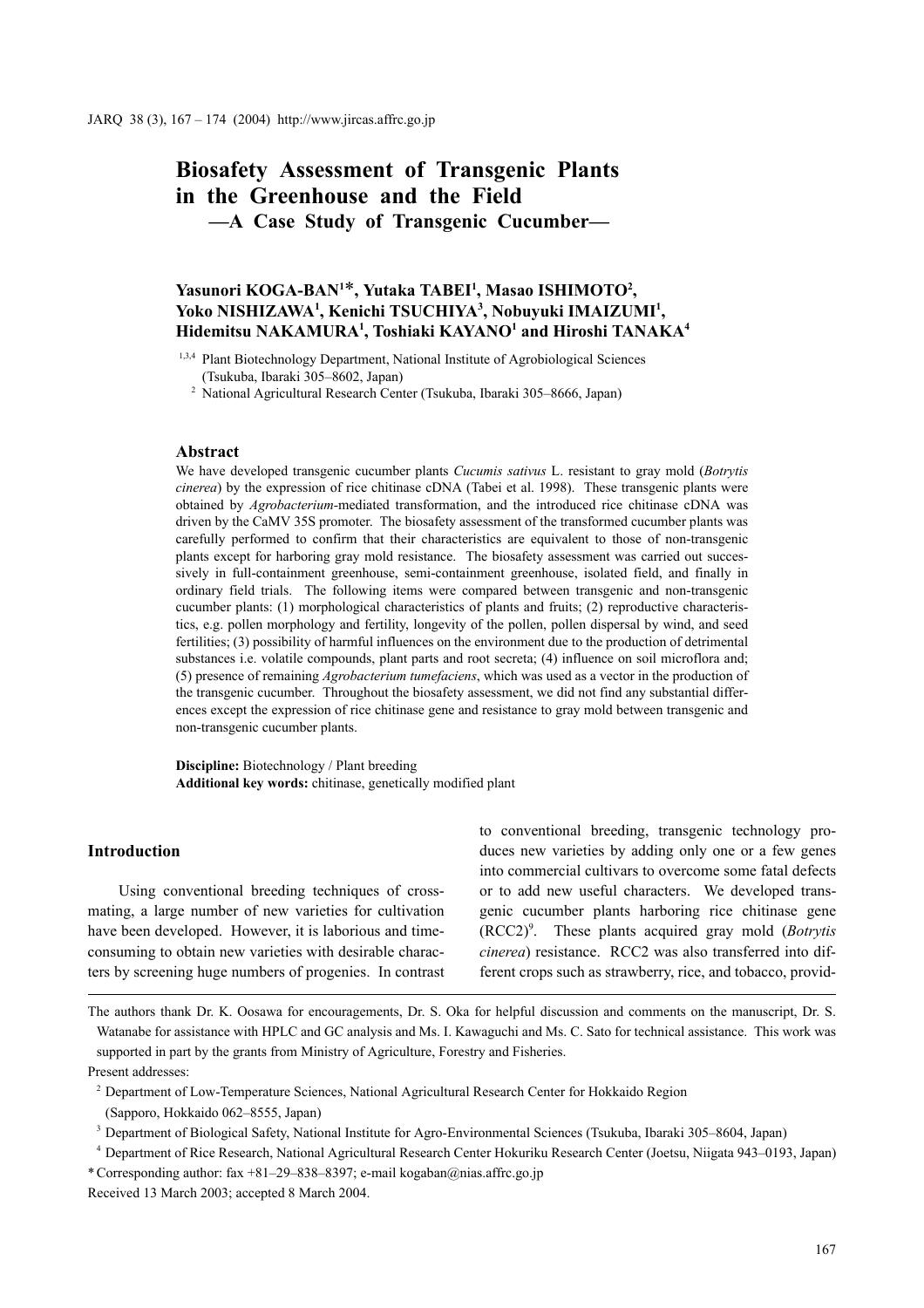# Biosafety Assessment of Transgenic Plants in the Greenhouse and the Field

## —A Case Study of Transgenic Cucumber—

**Yasunori KOGA-BAN[1]*, Yutaka TABEI[1], Masao ISHIMOTO[2], Yoko NISHIZAWA[1], Kenichi TSUCHIYA[3], Nobuyuki IMAIZUMI[1], Hidemitsu NAKAMURA[1], Toshiaki KAYANO[1] and Hiroshi TANAKA[4]**

[1,3,4] Plant Biotechnology Department, National Institute of Agrobiological Sciences (Tsukuba, Ibaraki 305–8602, Japan)

[2] National Agricultural Research Center (Tsukuba, Ibaraki 305–8666, Japan)

### Abstract

We have developed transgenic cucumber plants *Cucumis sativus* L. resistant to gray mold (*Botrytis cinerea*) by the expression of rice chitinase cDNA (Tabei et al. 1998). These transgenic plants were obtained by *Agrobacterium*-mediated transformation, and the introduced rice chitinase cDNA was driven by the CaMV 35S promoter. The biosafety assessment of the transformed cucumber plants was carefully performed to confirm that their characteristics are equivalent to those of non-transgenic plants except for harboring gray mold resistance. The biosafety assessment was carried out successively in full-containment greenhouse, semi-containment greenhouse, isolated field, and finally in ordinary field trials. The following items were compared between transgenic and non-transgenic cucumber plants: (1) morphological characteristics of plants and fruits; (2) reproductive characteristics, e.g. pollen morphology and fertility, longevity of the pollen, pollen dispersal by wind, and seed fertilities; (3) possibility of harmful influences on the environment due to the production of detrimental substances i.e. volatile compounds, plant parts and root secreta; (4) influence on soil microflora and; (5) presence of remaining *Agrobacterium tumefaciens*, which was used as a vector in the production of the transgenic cucumber. Throughout the biosafety assessment, we did not find any substantial differences except the expression of rice chitinase gene and resistance to gray mold between transgenic and non-transgenic cucumber plants.

**Discipline:** Biotechnology / Plant breeding
**Additional key words:** chitinase, genetically modified plant

## Introduction

Using conventional breeding techniques of cross-mating, a large number of new varieties for cultivation have been developed. However, it is laborious and time-consuming to obtain new varieties with desirable characters by screening huge numbers of progenies. In contrast to conventional breeding, transgenic technology produces new varieties by adding only one or a few genes into commercial cultivars to overcome some fatal defects or to add new useful characters. We developed transgenic cucumber plants harboring rice chitinase gene (RCC2)[9]. These plants acquired gray mold (*Botrytis cinerea*) resistance. RCC2 was also transferred into different crops such as strawberry, rice, and tobacco, provid-

---

The authors thank Dr. K. Oosawa for encouragements, Dr. S. Oka for helpful discussion and comments on the manuscript, Dr. S. Watanabe for assistance with HPLC and GC analysis and Ms. I. Kawaguchi and Ms. C. Sato for technical assistance. This work was supported in part by the grants from Ministry of Agriculture, Forestry and Fisheries.

Present addresses:

[2] Department of Low-Temperature Sciences, National Agricultural Research Center for Hokkaido Region (Sapporo, Hokkaido 062–8555, Japan)

[3] Department of Biological Safety, National Institute for Agro-Environmental Sciences (Tsukuba, Ibaraki 305–8604, Japan)

[4] Department of Rice Research, National Agricultural Research Center Hokuriku Research Center (Joetsu, Niigata 943–0193, Japan)

\* Corresponding author: fax +81–29–838–8397; e-mail kogaban@nias.affrc.go.jp

Received 13 March 2003; accepted 8 March 2004.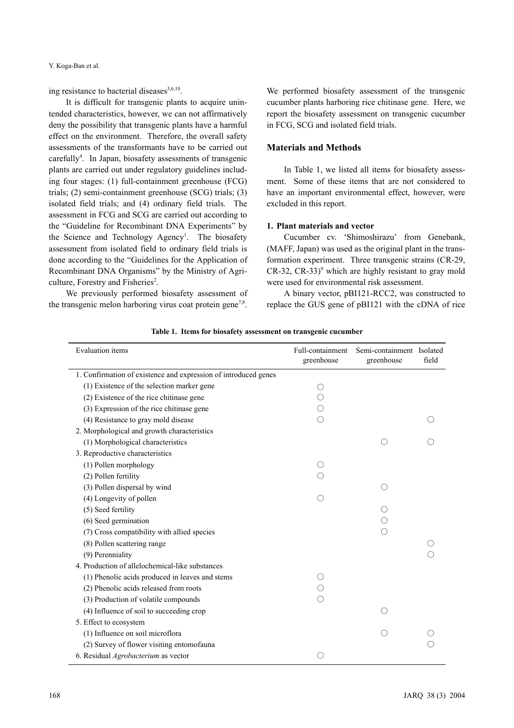ing resistance to bacterial diseases[3,6,10].

It is difficult for transgenic plants to acquire unintended characteristics, however, we can not affirmatively deny the possibility that transgenic plants have a harmful effect on the environment. Therefore, the overall safety assessments of the transformants have to be carried out carefully[4]. In Japan, biosafety assessments of transgenic plants are carried out under regulatory guidelines including four stages: (1) full-containment greenhouse (FCG) trials; (2) semi-containment greenhouse (SCG) trials; (3) isolated field trials; and (4) ordinary field trials. The assessment in FCG and SCG are carried out according to the "Guideline for Recombinant DNA Experiments" by the Science and Technology Agency[1]. The biosafety assessment from isolated field to ordinary field trials is done according to the "Guidelines for the Application of Recombinant DNA Organisms" by the Ministry of Agriculture, Forestry and Fisheries[2].

We previously performed biosafety assessment of the transgenic melon harboring virus coat protein gene[7,8]. We performed biosafety assessment of the transgenic cucumber plants harboring rice chitinase gene. Here, we report the biosafety assessment on transgenic cucumber in FCG, SCG and isolated field trials.

## Materials and Methods

In Table 1, we listed all items for biosafety assessment. Some of these items that are not considered to have an important environmental effect, however, were excluded in this report.

### 1. Plant materials and vector

Cucumber cv. 'Shimoshirazu' from Genebank, (MAFF, Japan) was used as the original plant in the transformation experiment. Three transgenic strains (CR-29, CR-32, CR-33)[9] which are highly resistant to gray mold were used for environmental risk assessment.

A binary vector, pBI121-RCC2, was constructed to replace the GUS gene of pBI121 with the cDNA of rice

**Table 1. Items for biosafety assessment on transgenic cucumber**

| Evaluation items | Full-containment greenhouse | Semi-containment greenhouse | Isolated field |
|---|---|---|---|
| 1. Confirmation of existence and expression of introduced genes | | | |
| (1) Existence of the selection marker gene | ○ | | |
| (2) Existence of the rice chitinase gene | ○ | | |
| (3) Expression of the rice chitinase gene | ○ | | |
| (4) Resistance to gray mold disease | ○ | | ○ |
| 2. Morphological and growth characteristics | | | |
| (1) Morphological characteristics | | ○ | ○ |
| 3. Reproductive characteristics | | | |
| (1) Pollen morphology | ○ | | |
| (2) Pollen fertility | ○ | | |
| (3) Pollen dispersal by wind | | ○ | |
| (4) Longevity of pollen | ○ | | |
| (5) Seed fertility | | ○ | |
| (6) Seed germination | | ○ | |
| (7) Cross compatibility with allied species | | ○ | |
| (8) Pollen scattering range | | | ○ |
| (9) Perenniality | | | ○ |
| 4. Production of allelochemical-like substances | | | |
| (1) Phenolic acids produced in leaves and stems | ○ | | |
| (2) Phenolic acids released from roots | ○ | | |
| (3) Production of volatile compounds | ○ | | |
| (4) Influence of soil to succeeding crop | | ○ | |
| 5. Effect to ecosystem | | | |
| (1) Influence on soil microflora | | ○ | ○ |
| (2) Survey of flower visiting entomofauna | | | ○ |
| 6. Residual *Agrobacterium* as vector | ○ | | |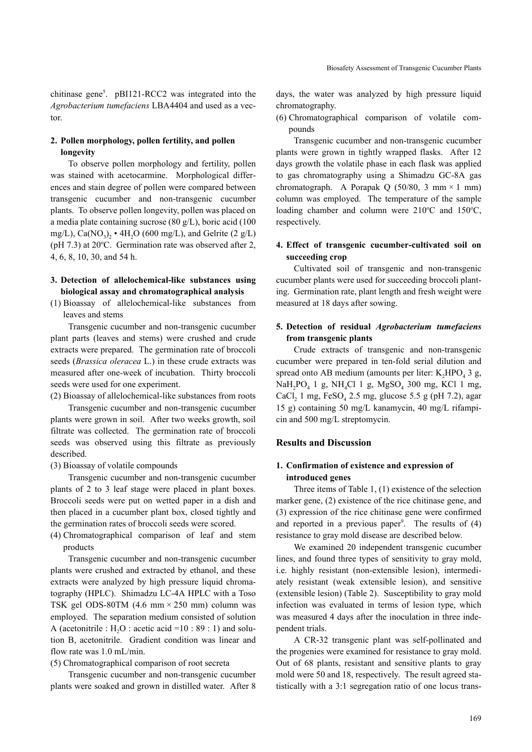chitinase gene[5]. pBI121-RCC2 was integrated into the *Agrobacterium tumefaciens* LBA4404 and used as a vector.

### 2. Pollen morphology, pollen fertility, and pollen longevity

To observe pollen morphology and fertility, pollen was stained with acetocarmine. Morphological differences and stain degree of pollen were compared between transgenic cucumber and non-transgenic cucumber plants. To observe pollen longevity, pollen was placed on a media plate containing sucrose (80 g/L), boric acid (100 mg/L), $Ca(NO_3)_2 \cdot 4H_2O$ (600 mg/L), and Gelrite (2 g/L) (pH 7.3) at 20ºC. Germination rate was observed after 2, 4, 6, 8, 10, 30, and 54 h.

### 3. Detection of allelochemical-like substances using biological assay and chromatographical analysis

(1) Bioassay of allelochemical-like substances from leaves and stems

Transgenic cucumber and non-transgenic cucumber plant parts (leaves and stems) were crushed and crude extracts were prepared. The germination rate of broccoli seeds (*Brassica oleracea* L.) in these crude extracts was measured after one-week of incubation. Thirty broccoli seeds were used for one experiment.

(2) Bioassay of allelochemical-like substances from roots

Transgenic cucumber and non-transgenic cucumber plants were grown in soil. After two weeks growth, soil filtrate was collected. The germination rate of broccoli seeds was observed using this filtrate as previously described.

(3) Bioassay of volatile compounds

Transgenic cucumber and non-transgenic cucumber plants of 2 to 3 leaf stage were placed in plant boxes. Broccoli seeds were put on wetted paper in a dish and then placed in a cucumber plant box, closed tightly and the germination rates of broccoli seeds were scored.

(4) Chromatographical comparison of leaf and stem products

Transgenic cucumber and non-transgenic cucumber plants were crushed and extracted by ethanol, and these extracts were analyzed by high pressure liquid chromatography (HPLC). Shimadzu LC-4A HPLC with a Toso TSK gel ODS-80TM (4.6 mm × 250 mm) column was employed. The separation medium consisted of solution A (acetonitrile : $H_2O$ : acetic acid =10 : 89 : 1) and solution B, acetonitrile. Gradient condition was linear and flow rate was 1.0 mL/min.

(5) Chromatographical comparison of root secreta

Transgenic cucumber and non-transgenic cucumber plants were soaked and grown in distilled water. After 8 days, the water was analyzed by high pressure liquid chromatography.

(6) Chromatographical comparison of volatile compounds

Transgenic cucumber and non-transgenic cucumber plants were grown in tightly wrapped flasks. After 12 days growth the volatile phase in each flask was applied to gas chromatography using a Shimadzu GC-8A gas chromatograph. A Porapak Q (50/80, 3 mm × 1 mm) column was employed. The temperature of the sample loading chamber and column were 210ºC and 150ºC, respectively.

### 4. Effect of transgenic cucumber-cultivated soil on succeeding crop

Cultivated soil of transgenic and non-transgenic cucumber plants were used for succeeding broccoli planting. Germination rate, plant length and fresh weight were measured at 18 days after sowing.

### 5. Detection of residual *Agrobacterium tumefaciens* from transgenic plants

Crude extracts of transgenic and non-transgenic cucumber were prepared in ten-fold serial dilution and spread onto AB medium (amounts per liter: $K_2HPO_4$ 3 g, $NaH_2PO_4$ 1 g, $NH_4Cl$ 1 g, $MgSO_4$ 300 mg, KCl 1 mg, $CaCl_2$ 1 mg, $FeSO_4$ 2.5 mg, glucose 5.5 g (pH 7.2), agar 15 g) containing 50 mg/L kanamycin, 40 mg/L rifampicin and 500 mg/L streptomycin.

## Results and Discussion

### 1. Confirmation of existence and expression of introduced genes

Three items of Table 1, (1) existence of the selection marker gene, (2) existence of the rice chitinase gene, and (3) expression of the rice chitinase gene were confirmed and reported in a previous paper[9]. The results of (4) resistance to gray mold disease are described below.

We examined 20 independent transgenic cucumber lines, and found three types of sensitivity to gray mold, i.e. highly resistant (non-extensible lesion), intermediately resistant (weak extensible lesion), and sensitive (extensible lesion) (Table 2). Susceptibility to gray mold infection was evaluated in terms of lesion type, which was measured 4 days after the inoculation in three independent trials.

A CR-32 transgenic plant was self-pollinated and the progenies were examined for resistance to gray mold. Out of 68 plants, resistant and sensitive plants to gray mold were 50 and 18, respectively. The result agreed statistically with a 3:1 segregation ratio of one locus trans-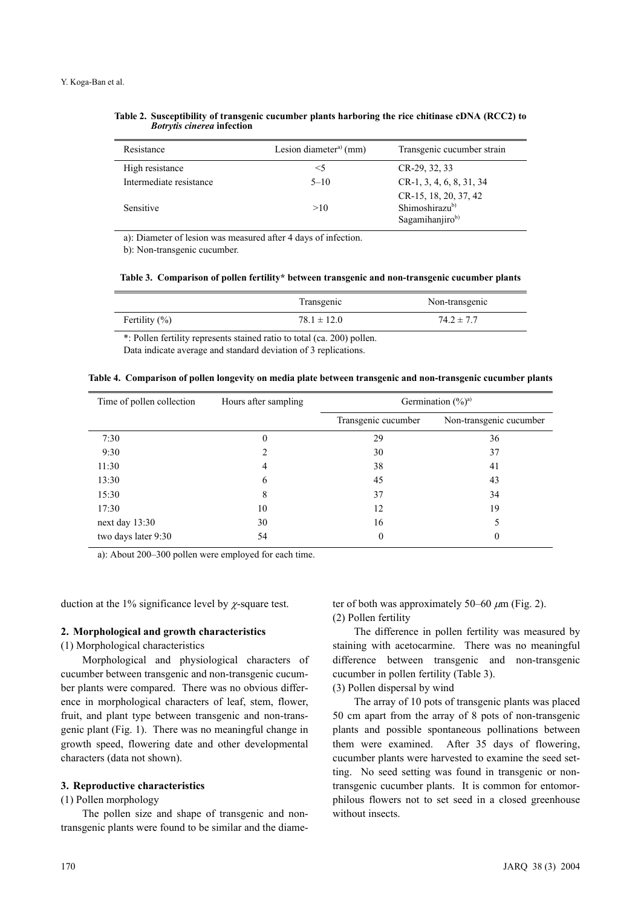**Table 2. Susceptibility of transgenic cucumber plants harboring the rice chitinase cDNA (RCC2) to *Botrytis cinerea* infection**

| Resistance | Lesion diameter[a] (mm) | Transgenic cucumber strain |
|---|---|---|
| High resistance | <5 | CR-29, 32, 33 |
| Intermediate resistance | 5–10 | CR-1, 3, 4, 6, 8, 31, 34 |
| Sensitive | >10 | CR-15, 18, 20, 37, 42<br>Shimoshirazu[b]<br>Sagamihanjiro[b] |

a): Diameter of lesion was measured after 4 days of infection.
b): Non-transgenic cucumber.

**Table 3. Comparison of pollen fertility* between transgenic and non-transgenic cucumber plants**

| | Transgenic | Non-transgenic |
|---|---|---|
| Fertility (%) | $78.1 \pm 12.0$ | $74.2 \pm 7.7$ |

*: Pollen fertility represents stained ratio to total (ca. 200) pollen.
Data indicate average and standard deviation of 3 replications.

**Table 4. Comparison of pollen longevity on media plate between transgenic and non-transgenic cucumber plants**

| Time of pollen collection | Hours after sampling | Germination (%)[a] | |
|---|---|---|---|
| | | Transgenic cucumber | Non-transgenic cucumber |
| 7:30 | 0 | 29 | 36 |
| 9:30 | 2 | 30 | 37 |
| 11:30 | 4 | 38 | 41 |
| 13:30 | 6 | 45 | 43 |
| 15:30 | 8 | 37 | 34 |
| 17:30 | 10 | 12 | 19 |
| next day 13:30 | 30 | 16 | 5 |
| two days later 9:30 | 54 | 0 | 0 |

a): About 200–300 pollen were employed for each time.

duction at the 1% significance level by $\chi$-square test.

### 2. Morphological and growth characteristics

(1) Morphological characteristics

Morphological and physiological characters of cucumber between transgenic and non-transgenic cucumber plants were compared. There was no obvious difference in morphological characters of leaf, stem, flower, fruit, and plant type between transgenic and non-transgenic plant (Fig. 1). There was no meaningful change in growth speed, flowering date and other developmental characters (data not shown).

### 3. Reproductive characteristics

(1) Pollen morphology

The pollen size and shape of transgenic and non-transgenic plants were found to be similar and the diameter of both was approximately 50–60 $\mu$m (Fig. 2).

(2) Pollen fertility

The difference in pollen fertility was measured by staining with acetocarmine. There was no meaningful difference between transgenic and non-transgenic cucumber in pollen fertility (Table 3).

(3) Pollen dispersal by wind

The array of 10 pots of transgenic plants was placed 50 cm apart from the array of 8 pots of non-transgenic plants and possible spontaneous pollinations between them were examined. After 35 days of flowering, cucumber plants were harvested to examine the seed setting. No seed setting was found in transgenic or non-transgenic cucumber plants. It is common for entomorphilous flowers not to set seed in a closed greenhouse without insects.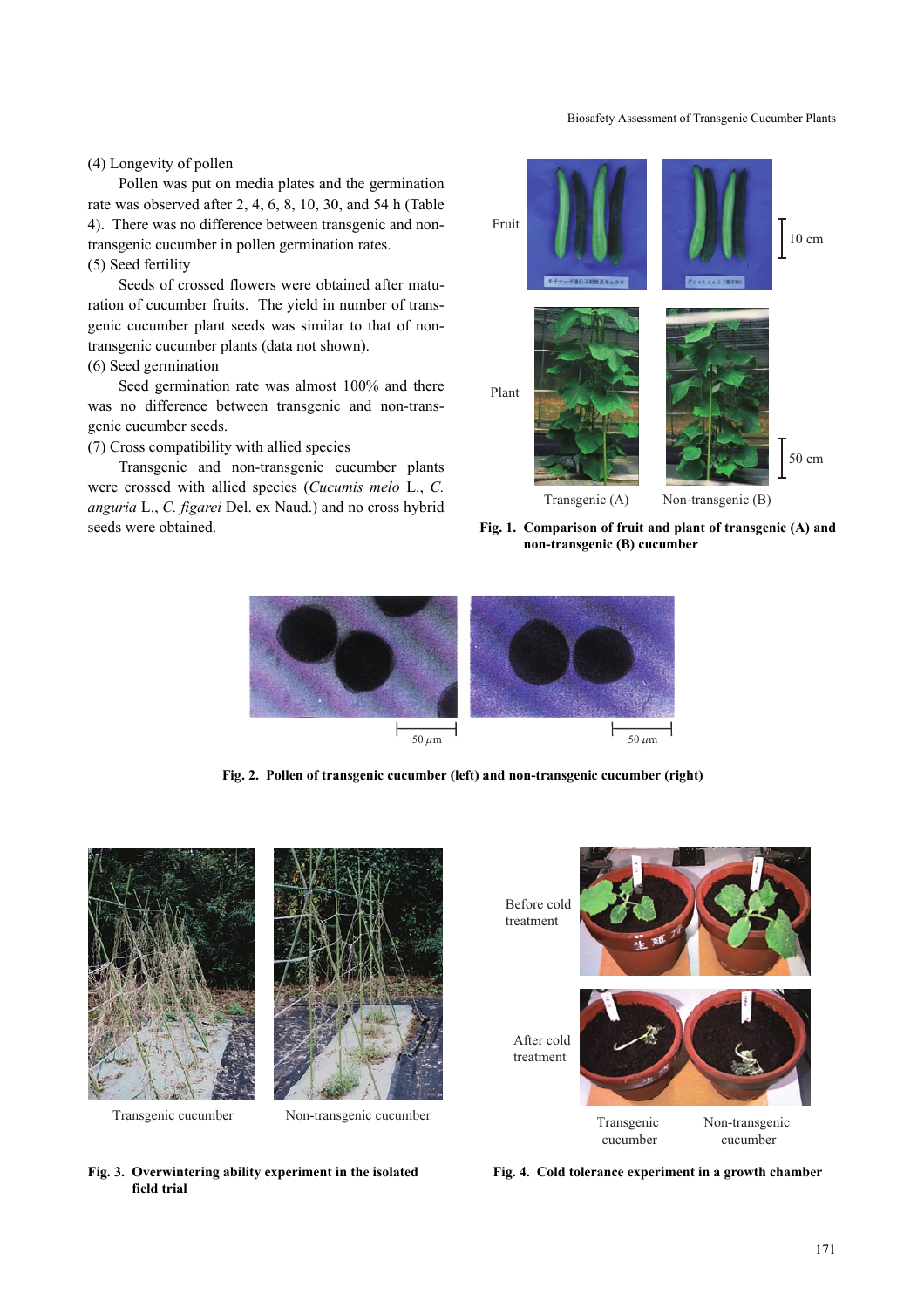(4) Longevity of pollen

Pollen was put on media plates and the germination rate was observed after 2, 4, 6, 8, 10, 30, and 54 h (Table 4). There was no difference between transgenic and non-transgenic cucumber in pollen germination rates.

(5) Seed fertility

Seeds of crossed flowers were obtained after maturation of cucumber fruits. The yield in number of transgenic cucumber plant seeds was similar to that of non-transgenic cucumber plants (data not shown).

(6) Seed germination

Seed germination rate was almost 100% and there was no difference between transgenic and non-transgenic cucumber seeds.

(7) Cross compatibility with allied species

Transgenic and non-transgenic cucumber plants were crossed with allied species (*Cucumis melo* L., *C. anguria* L., *C. figarei* Del. ex Naud.) and no cross hybrid seeds were obtained.

**Fig. 1. Comparison of fruit and plant of transgenic (A) and non-transgenic (B) cucumber**

**Fig. 2. Pollen of transgenic cucumber (left) and non-transgenic cucumber (right)**

**Fig. 3. Overwintering ability experiment in the isolated field trial**

**Fig. 4. Cold tolerance experiment in a growth chamber**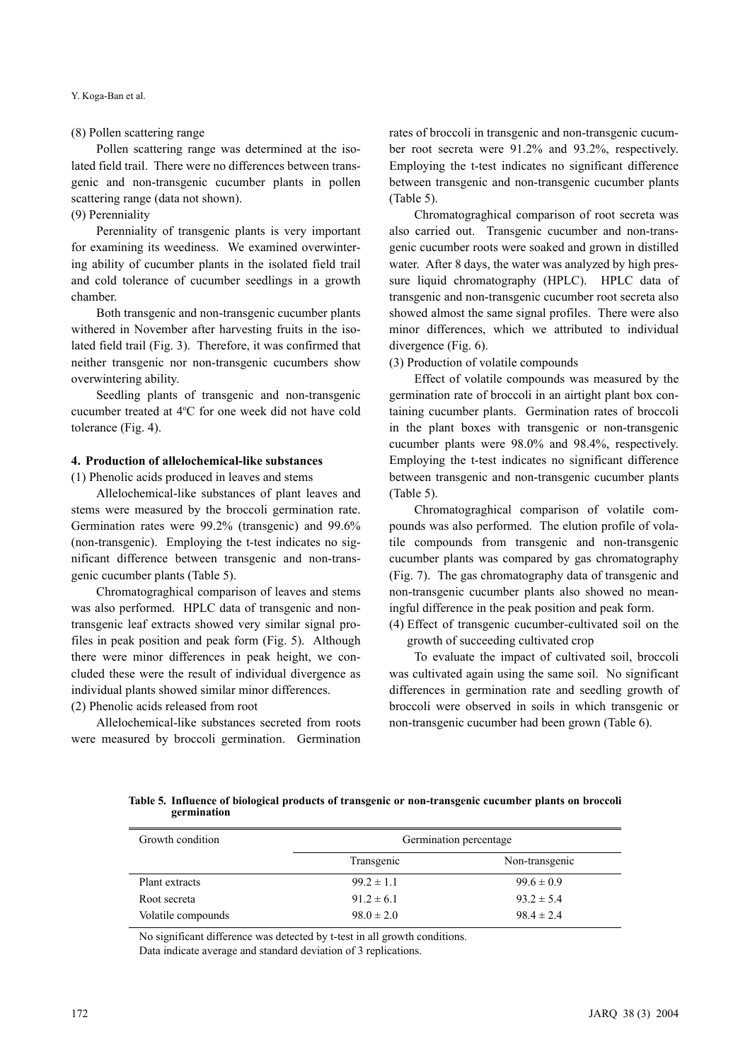(8) Pollen scattering range

Pollen scattering range was determined at the isolated field trail. There were no differences between transgenic and non-transgenic cucumber plants in pollen scattering range (data not shown).

(9) Perenniality

Perenniality of transgenic plants is very important for examining its weediness. We examined overwintering ability of cucumber plants in the isolated field trail and cold tolerance of cucumber seedlings in a growth chamber.

Both transgenic and non-transgenic cucumber plants withered in November after harvesting fruits in the isolated field trail (Fig. 3). Therefore, it was confirmed that neither transgenic nor non-transgenic cucumbers show overwintering ability.

Seedling plants of transgenic and non-transgenic cucumber treated at 4ºC for one week did not have cold tolerance (Fig. 4).

## 4. Production of allelochemical-like substances

(1) Phenolic acids produced in leaves and stems

Allelochemical-like substances of plant leaves and stems were measured by the broccoli germination rate. Germination rates were 99.2% (transgenic) and 99.6% (non-transgenic). Employing the t-test indicates no significant difference between transgenic and non-transgenic cucumber plants (Table 5).

Chromatograghical comparison of leaves and stems was also performed. HPLC data of transgenic and non-transgenic leaf extracts showed very similar signal profiles in peak position and peak form (Fig. 5). Although there were minor differences in peak height, we concluded these were the result of individual divergence as individual plants showed similar minor differences.

(2) Phenolic acids released from root

Allelochemical-like substances secreted from roots were measured by broccoli germination. Germination rates of broccoli in transgenic and non-transgenic cucumber root secreta were 91.2% and 93.2%, respectively. Employing the t-test indicates no significant difference between transgenic and non-transgenic cucumber plants (Table 5).

Chromatograghical comparison of root secreta was also carried out. Transgenic cucumber and non-transgenic cucumber roots were soaked and grown in distilled water. After 8 days, the water was analyzed by high pressure liquid chromatography (HPLC). HPLC data of transgenic and non-transgenic cucumber root secreta also showed almost the same signal profiles. There were also minor differences, which we attributed to individual divergence (Fig. 6).

(3) Production of volatile compounds

Effect of volatile compounds was measured by the germination rate of broccoli in an airtight plant box containing cucumber plants. Germination rates of broccoli in the plant boxes with transgenic or non-transgenic cucumber plants were 98.0% and 98.4%, respectively. Employing the t-test indicates no significant difference between transgenic and non-transgenic cucumber plants (Table 5).

Chromatograghical comparison of volatile compounds was also performed. The elution profile of volatile compounds from transgenic and non-transgenic cucumber plants was compared by gas chromatography (Fig. 7). The gas chromatography data of transgenic and non-transgenic cucumber plants also showed no meaningful difference in the peak position and peak form.

(4) Effect of transgenic cucumber-cultivated soil on the growth of succeeding cultivated crop

To evaluate the impact of cultivated soil, broccoli was cultivated again using the same soil. No significant differences in germination rate and seedling growth of broccoli were observed in soils in which transgenic or non-transgenic cucumber had been grown (Table 6).

**Table 5. Influence of biological products of transgenic or non-transgenic cucumber plants on broccoli germination**

| Growth condition | Germination percentage | |
|---|---|---|
| | Transgenic | Non-transgenic |
| Plant extracts | 99.2 ± 1.1 | 99.6 ± 0.9 |
| Root secreta | 91.2 ± 6.1 | 93.2 ± 5.4 |
| Volatile compounds | 98.0 ± 2.0 | 98.4 ± 2.4 |

No significant difference was detected by t-test in all growth conditions.
Data indicate average and standard deviation of 3 replications.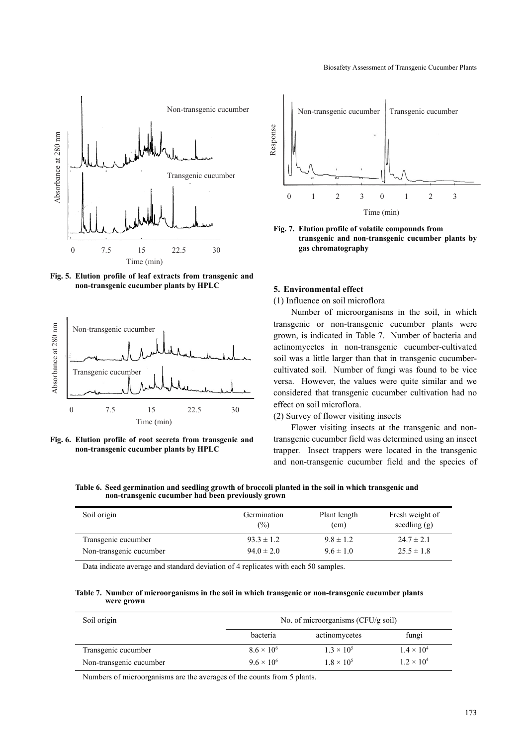Fig. 5. Elution profile of leaf extracts from transgenic and non-transgenic cucumber plants by HPLC

Fig. 6. Elution profile of root secreta from transgenic and non-transgenic cucumber plants by HPLC

Fig. 7. Elution profile of volatile compounds from transgenic and non-transgenic cucumber plants by gas chromatography

### 5. Environmental effect

(1) Influence on soil microflora

Number of microorganisms in the soil, in which transgenic or non-transgenic cucumber plants were grown, is indicated in Table 7. Number of bacteria and actinomycetes in non-transgenic cucumber-cultivated soil was a little larger than that in transgenic cucumber-cultivated soil. Number of fungi was found to be vice versa. However, the values were quite similar and we considered that transgenic cucumber cultivation had no effect on soil microflora.

(2) Survey of flower visiting insects

Flower visiting insects at the transgenic and non-transgenic cucumber field was determined using an insect trapper. Insect trappers were located in the transgenic and non-transgenic cucumber field and the species of

**Table 6. Seed germination and seedling growth of broccoli planted in the soil in which transgenic and non-transgenic cucumber had been previously grown**

| Soil origin | Germination (%) | Plant length (cm) | Fresh weight of seedling (g) |
|---|---|---|---|
| Transgenic cucumber | $93.3 \pm 1.2$ | $9.8 \pm 1.2$ | $24.7 \pm 2.1$ |
| Non-transgenic cucumber | $94.0 \pm 2.0$ | $9.6 \pm 1.0$ | $25.5 \pm 1.8$ |

Data indicate average and standard deviation of 4 replicates with each 50 samples.

**Table 7. Number of microorganisms in the soil in which transgenic or non-transgenic cucumber plants were grown**

| Soil origin | No. of microorganisms (CFU/g soil) | | |
|---|---|---|---|
| | bacteria | actinomycetes | fungi |
| Transgenic cucumber | $8.6 \times 10^6$ | $1.3 \times 10^5$ | $1.4 \times 10^4$ |
| Non-transgenic cucumber | $9.6 \times 10^6$ | $1.8 \times 10^5$ | $1.2 \times 10^4$ |

Numbers of microorganisms are the averages of the counts from 5 plants.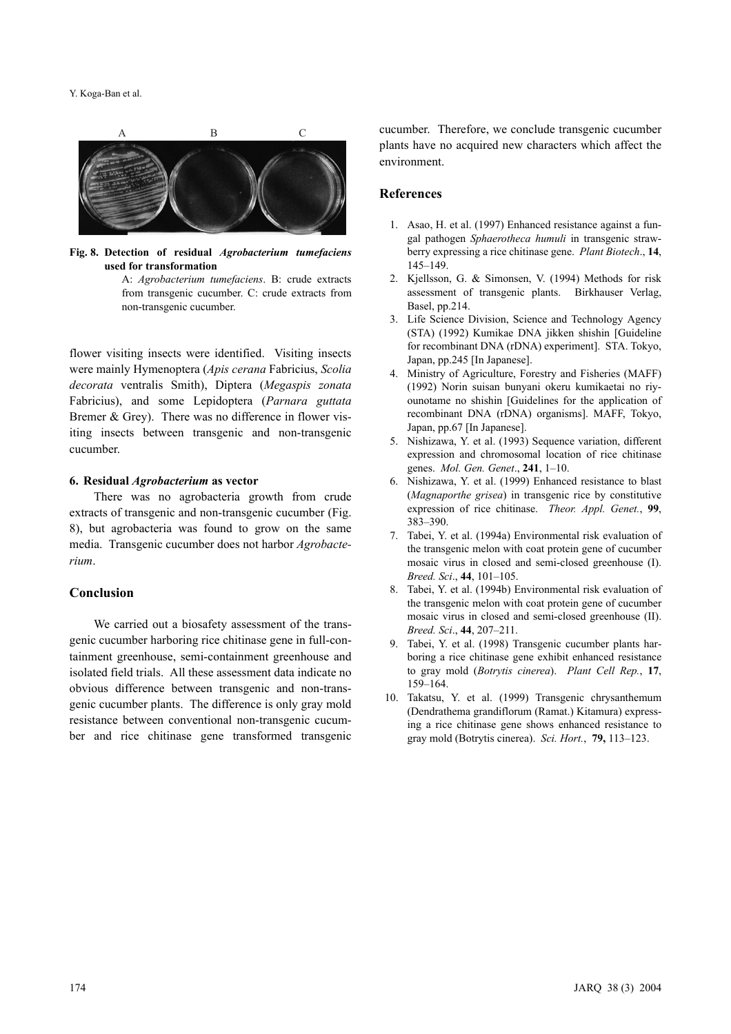A B C

**Fig. 8. Detection of residual *Agrobacterium tumefaciens* used for transformation**

A: *Agrobacterium tumefaciens*. B: crude extracts from transgenic cucumber. C: crude extracts from non-transgenic cucumber.

flower visiting insects were identified. Visiting insects were mainly Hymenoptera (*Apis cerana* Fabricius, *Scolia decorata* ventralis Smith), Diptera (*Megaspis zonata* Fabricius), and some Lepidoptera (*Parnara guttata* Bremer & Grey). There was no difference in flower visiting insects between transgenic and non-transgenic cucumber.

### 6. Residual *Agrobacterium* as vector

There was no agrobacteria growth from crude extracts of transgenic and non-transgenic cucumber (Fig. 8), but agrobacteria was found to grow on the same media. Transgenic cucumber does not harbor *Agrobacterium*.

## Conclusion

We carried out a biosafety assessment of the transgenic cucumber harboring rice chitinase gene in full-containment greenhouse, semi-containment greenhouse and isolated field trials. All these assessment data indicate no obvious difference between transgenic and non-transgenic cucumber plants. The difference is only gray mold resistance between conventional non-transgenic cucumber and rice chitinase gene transformed transgenic cucumber. Therefore, we conclude transgenic cucumber plants have no acquired new characters which affect the environment.

## References

1. Asao, H. et al. (1997) Enhanced resistance against a fungal pathogen *Sphaerotheca humuli* in transgenic strawberry expressing a rice chitinase gene. *Plant Biotech*., **14**, 145–149.
2. Kjellsson, G. & Simonsen, V. (1994) Methods for risk assessment of transgenic plants. Birkhauser Verlag, Basel, pp.214.
3. Life Science Division, Science and Technology Agency (STA) (1992) Kumikae DNA jikken shishin [Guideline for recombinant DNA (rDNA) experiment]. STA. Tokyo, Japan, pp.245 [In Japanese].
4. Ministry of Agriculture, Forestry and Fisheries (MAFF) (1992) Norin suisan bunyani okeru kumikaetai no riyounotame no shishin [Guidelines for the application of recombinant DNA (rDNA) organisms]. MAFF, Tokyo, Japan, pp.67 [In Japanese].
5. Nishizawa, Y. et al. (1993) Sequence variation, different expression and chromosomal location of rice chitinase genes. *Mol. Gen. Genet*., **241**, 1–10.
6. Nishizawa, Y. et al. (1999) Enhanced resistance to blast (*Magnaporthe grisea*) in transgenic rice by constitutive expression of rice chitinase. *Theor. Appl. Genet.*, **99**, 383–390.
7. Tabei, Y. et al. (1994a) Environmental risk evaluation of the transgenic melon with coat protein gene of cucumber mosaic virus in closed and semi-closed greenhouse (I). *Breed. Sci*., **44**, 101–105.
8. Tabei, Y. et al. (1994b) Environmental risk evaluation of the transgenic melon with coat protein gene of cucumber mosaic virus in closed and semi-closed greenhouse (II). *Breed. Sci*., **44**, 207–211.
9. Tabei, Y. et al. (1998) Transgenic cucumber plants harboring a rice chitinase gene exhibit enhanced resistance to gray mold (*Botrytis cinerea*). *Plant Cell Rep.*, **17**, 159–164.
10. Takatsu, Y. et al. (1999) Transgenic chrysanthemum (Dendrathema grandiflorum (Ramat.) Kitamura) expressing a rice chitinase gene shows enhanced resistance to gray mold (Botrytis cinerea). *Sci. Hort.*, **79,** 113–123.